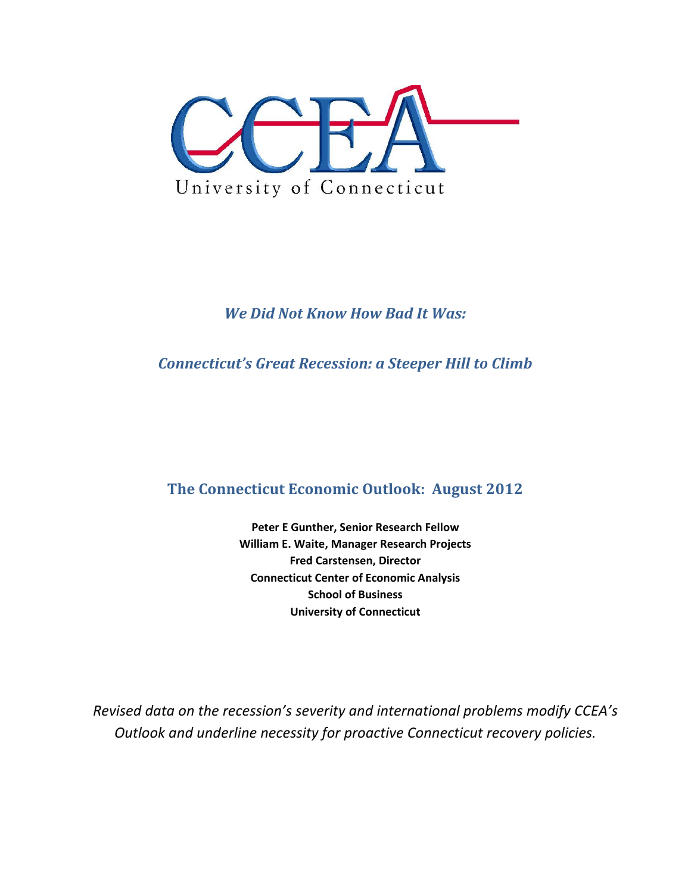CCEA

University of Connecticut

*We Did Not Know How Bad It Was:*

*Connecticut's Great Recession: a Steeper Hill to Climb*

## The Connecticut Economic Outlook: August 2012

**Peter E Gunther, Senior Research Fellow**
**William E. Waite, Manager Research Projects**
**Fred Carstensen, Director**
**Connecticut Center of Economic Analysis**
**School of Business**
**University of Connecticut**

*Revised data on the recession's severity and international problems modify CCEA's Outlook and underline necessity for proactive Connecticut recovery policies.*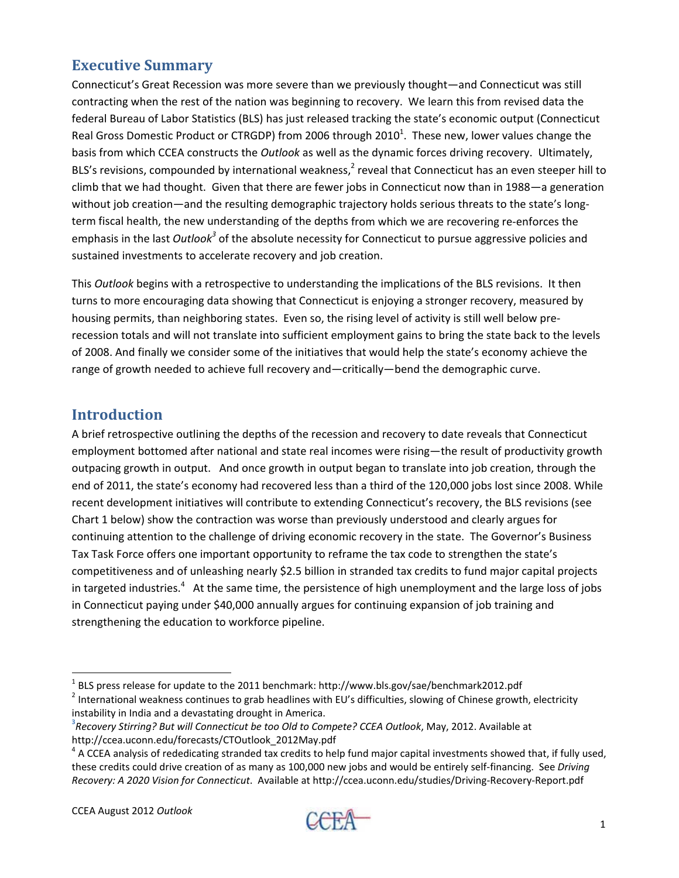## Executive Summary

Connecticut's Great Recession was more severe than we previously thought—and Connecticut was still contracting when the rest of the nation was beginning to recovery. We learn this from revised data the federal Bureau of Labor Statistics (BLS) has just released tracking the state's economic output (Connecticut Real Gross Domestic Product or CTRGDP) from 2006 through 2010[1]. These new, lower values change the basis from which CCEA constructs the *Outlook* as well as the dynamic forces driving recovery. Ultimately, BLS's revisions, compounded by international weakness,[2] reveal that Connecticut has an even steeper hill to climb that we had thought. Given that there are fewer jobs in Connecticut now than in 1988—a generation without job creation—and the resulting demographic trajectory holds serious threats to the state's long-term fiscal health, the new understanding of the depths from which we are recovering re-enforces the emphasis in the last *Outlook*[3] of the absolute necessity for Connecticut to pursue aggressive policies and sustained investments to accelerate recovery and job creation.

This *Outlook* begins with a retrospective to understanding the implications of the BLS revisions. It then turns to more encouraging data showing that Connecticut is enjoying a stronger recovery, measured by housing permits, than neighboring states. Even so, the rising level of activity is still well below pre-recession totals and will not translate into sufficient employment gains to bring the state back to the levels of 2008. And finally we consider some of the initiatives that would help the state's economy achieve the range of growth needed to achieve full recovery and—critically—bend the demographic curve.

## Introduction

A brief retrospective outlining the depths of the recession and recovery to date reveals that Connecticut employment bottomed after national and state real incomes were rising—the result of productivity growth outpacing growth in output. And once growth in output began to translate into job creation, through the end of 2011, the state's economy had recovered less than a third of the 120,000 jobs lost since 2008. While recent development initiatives will contribute to extending Connecticut's recovery, the BLS revisions (see Chart 1 below) show the contraction was worse than previously understood and clearly argues for continuing attention to the challenge of driving economic recovery in the state. The Governor's Business Tax Task Force offers one important opportunity to reframe the tax code to strengthen the state's competitiveness and of unleashing nearly $2.5 billion in stranded tax credits to fund major capital projects in targeted industries.[4] At the same time, the persistence of high unemployment and the large loss of jobs in Connecticut paying under $40,000 annually argues for continuing expansion of job training and strengthening the education to workforce pipeline.

---

[1] BLS press release for update to the 2011 benchmark: http://www.bls.gov/sae/benchmark2012.pdf

[2] International weakness continues to grab headlines with EU's difficulties, slowing of Chinese growth, electricity instability in India and a devastating drought in America.

[3] *Recovery Stirring? But will Connecticut be too Old to Compete? CCEA Outlook*, May, 2012. Available at http://ccea.uconn.edu/forecasts/CTOutlook_2012May.pdf

[4] A CCEA analysis of rededicating stranded tax credits to help fund major capital investments showed that, if fully used, these credits could drive creation of as many as 100,000 new jobs and would be entirely self-financing. See *Driving Recovery: A 2020 Vision for Connecticut*. Available at http://ccea.uconn.edu/studies/Driving-Recovery-Report.pdf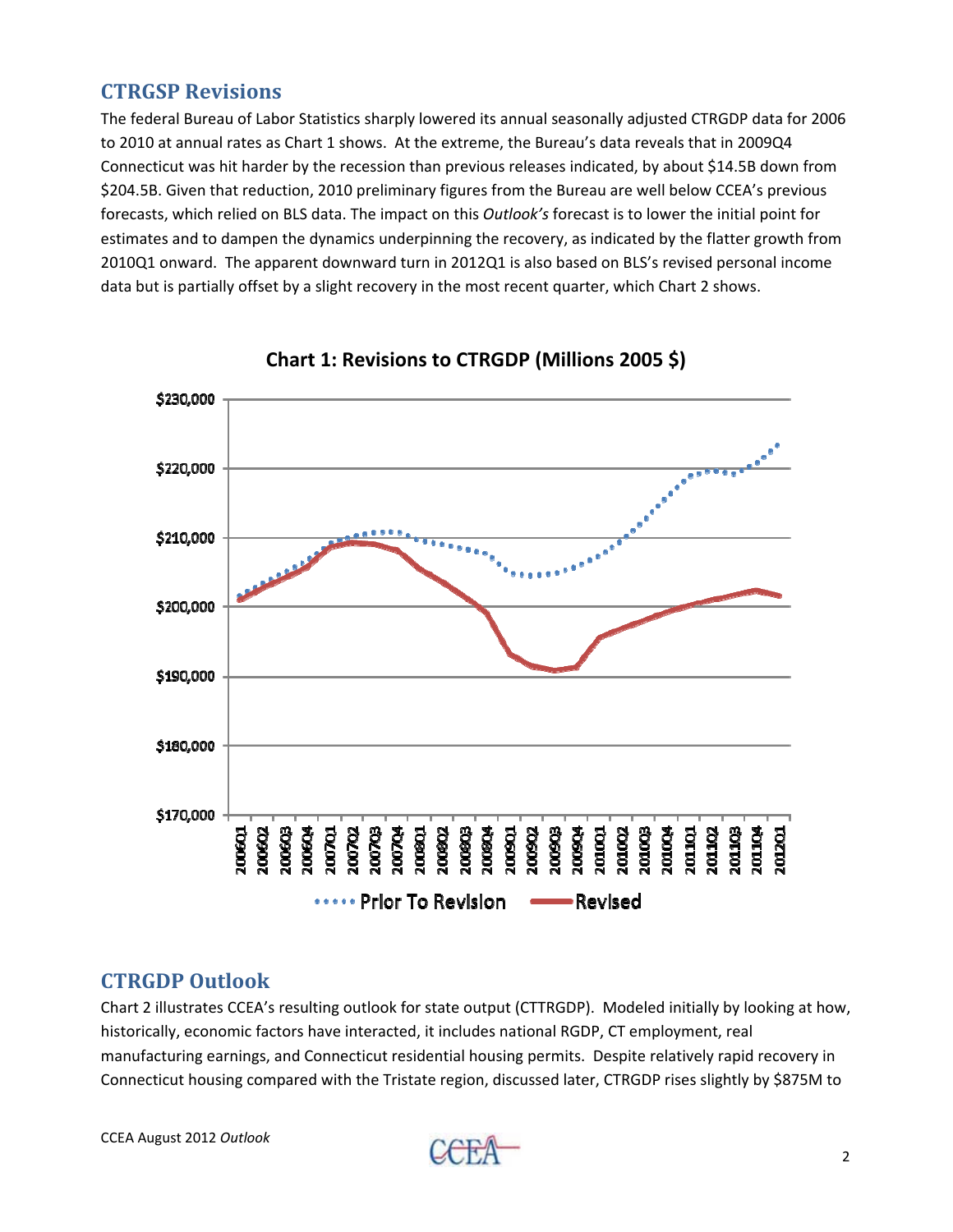## CTRGSP Revisions

The federal Bureau of Labor Statistics sharply lowered its annual seasonally adjusted CTRGDP data for 2006 to 2010 at annual rates as Chart 1 shows. At the extreme, the Bureau's data reveals that in 2009Q4 Connecticut was hit harder by the recession than previous releases indicated, by about $14.5B down from $204.5B. Given that reduction, 2010 preliminary figures from the Bureau are well below CCEA's previous forecasts, which relied on BLS data. The impact on this *Outlook's* forecast is to lower the initial point for estimates and to dampen the dynamics underpinning the recovery, as indicated by the flatter growth from 2010Q1 onward. The apparent downward turn in 2012Q1 is also based on BLS's revised personal income data but is partially offset by a slight recovery in the most recent quarter, which Chart 2 shows.

**Chart 1: Revisions to CTRGDP (Millions 2005 $)**

## CTRGDP Outlook

Chart 2 illustrates CCEA's resulting outlook for state output (CTTRGDP). Modeled initially by looking at how, historically, economic factors have interacted, it includes national RGDP, CT employment, real manufacturing earnings, and Connecticut residential housing permits. Despite relatively rapid recovery in Connecticut housing compared with the Tristate region, discussed later, CTRGDP rises slightly by $875M to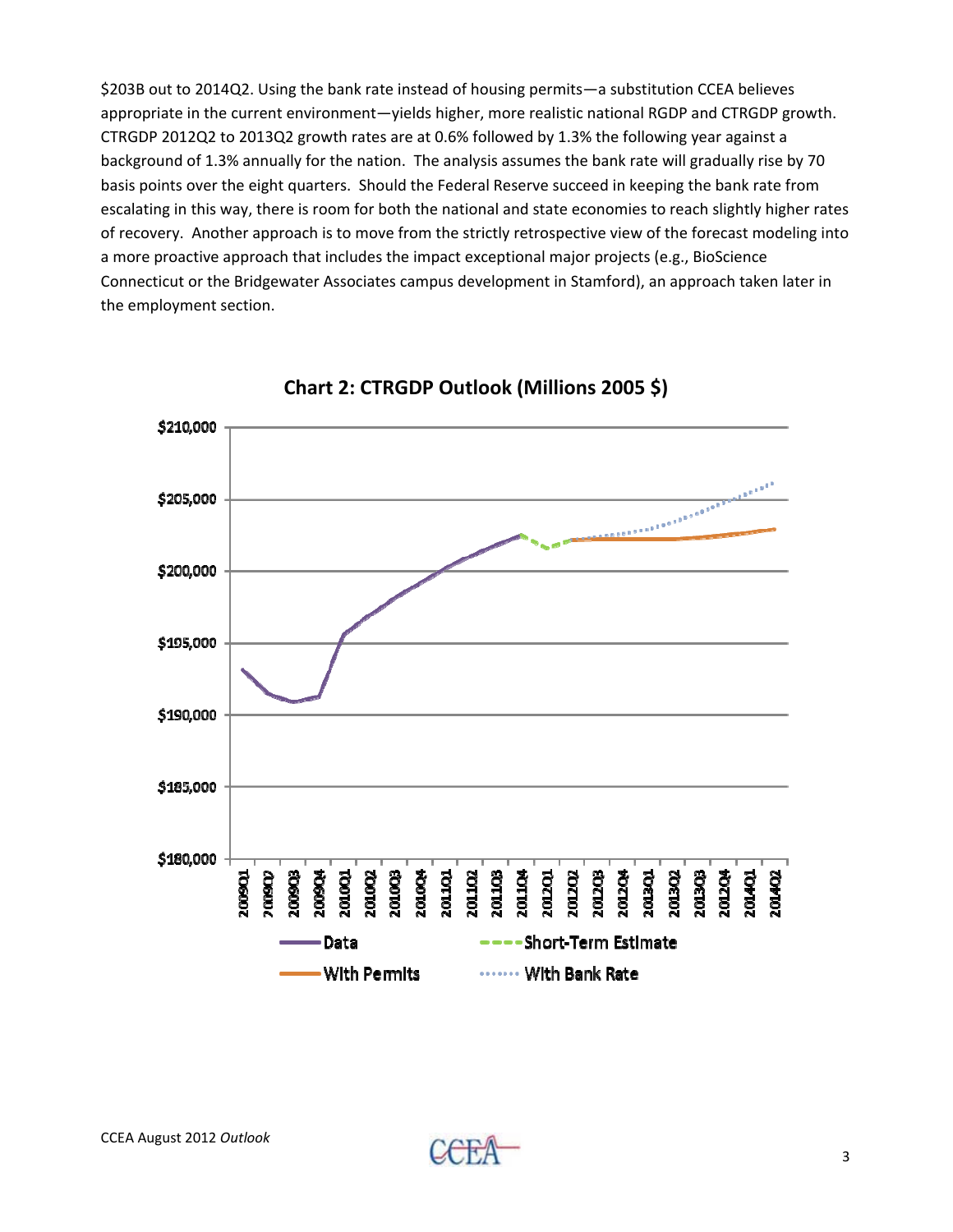$203B out to 2014Q2. Using the bank rate instead of housing permits—a substitution CCEA believes appropriate in the current environment—yields higher, more realistic national RGDP and CTRGDP growth. CTRGDP 2012Q2 to 2013Q2 growth rates are at 0.6% followed by 1.3% the following year against a background of 1.3% annually for the nation. The analysis assumes the bank rate will gradually rise by 70 basis points over the eight quarters. Should the Federal Reserve succeed in keeping the bank rate from escalating in this way, there is room for both the national and state economies to reach slightly higher rates of recovery. Another approach is to move from the strictly retrospective view of the forecast modeling into a more proactive approach that includes the impact exceptional major projects (e.g., BioScience Connecticut or the Bridgewater Associates campus development in Stamford), an approach taken later in the employment section.

**Chart 2: CTRGDP Outlook (Millions 2005 $)**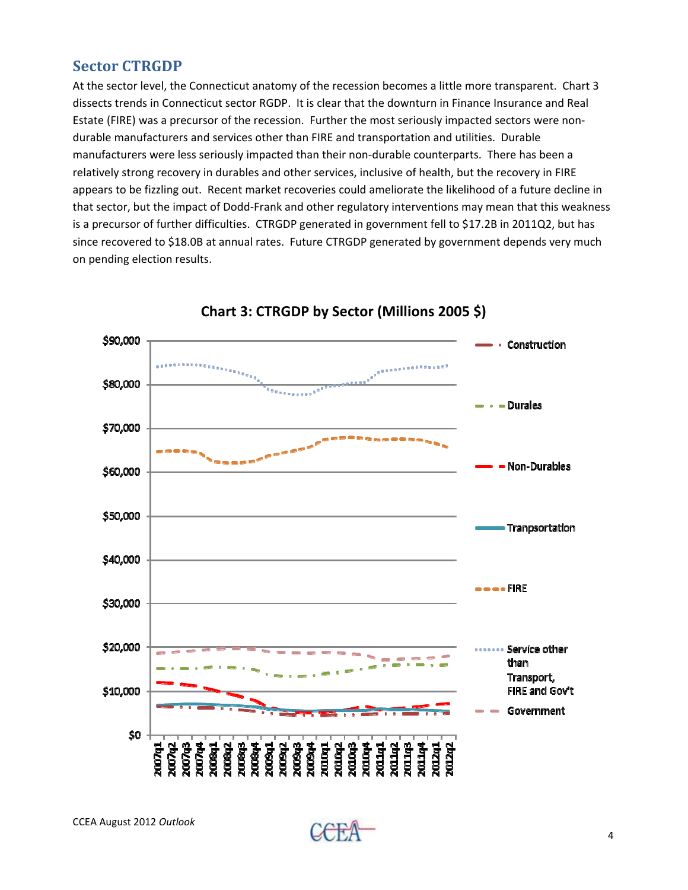## Sector CTRGDP

At the sector level, the Connecticut anatomy of the recession becomes a little more transparent. Chart 3 dissects trends in Connecticut sector RGDP. It is clear that the downturn in Finance Insurance and Real Estate (FIRE) was a precursor of the recession. Further the most seriously impacted sectors were non-durable manufacturers and services other than FIRE and transportation and utilities. Durable manufacturers were less seriously impacted than their non-durable counterparts. There has been a relatively strong recovery in durables and other services, inclusive of health, but the recovery in FIRE appears to be fizzling out. Recent market recoveries could ameliorate the likelihood of a future decline in that sector, but the impact of Dodd-Frank and other regulatory interventions may mean that this weakness is a precursor of further difficulties. CTRGDP generated in government fell to $17.2B in 2011Q2, but has since recovered to $18.0B at annual rates. Future CTRGDP generated by government depends very much on pending election results.

**Chart 3: CTRGDP by Sector (Millions 2005 $)**

Legend: Construction; Durales; Non-Durables; Tranpsortation; FIRE; Service other than Transport, FIRE and Gov't; Government

Y-axis: $0 to $90,000. X-axis: 2007q1 to 2012q2.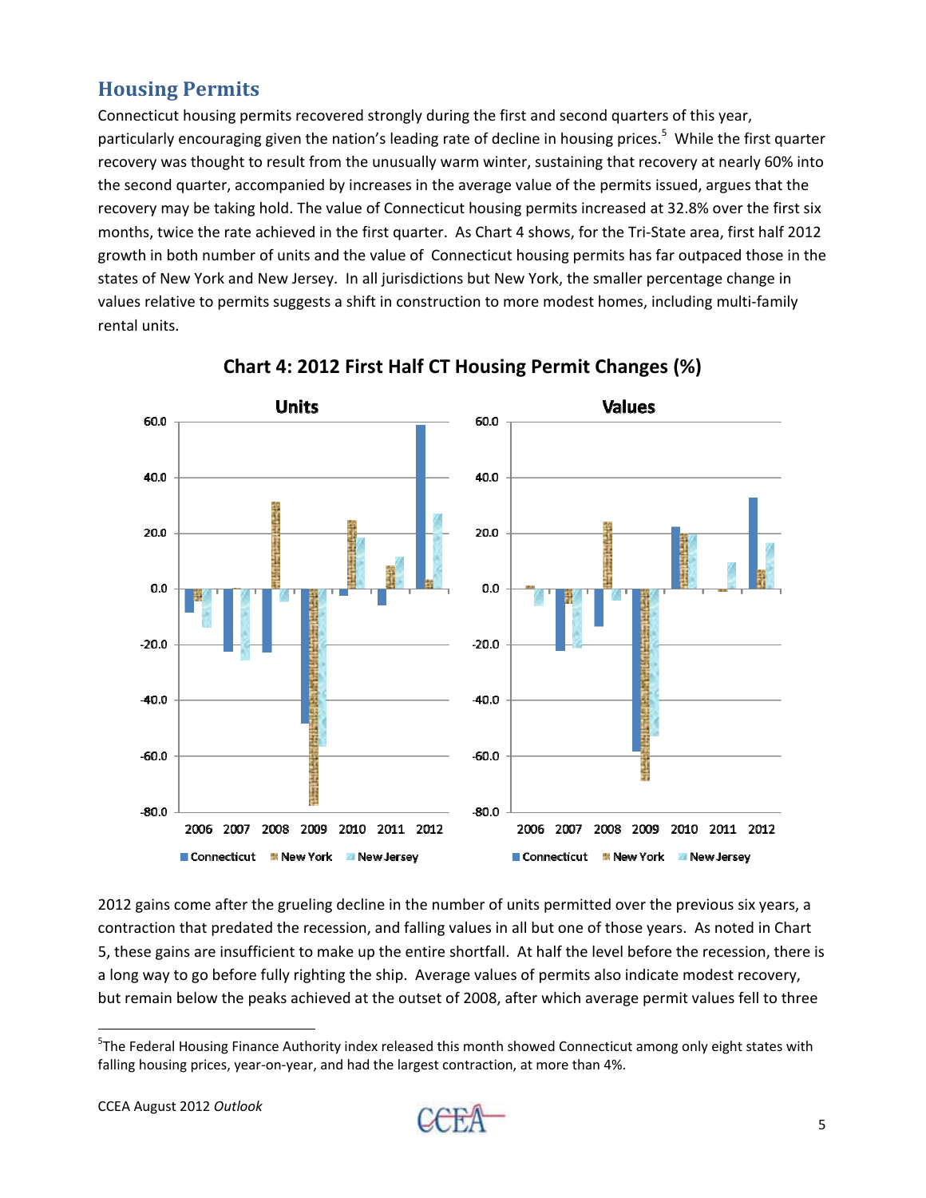## Housing Permits

Connecticut housing permits recovered strongly during the first and second quarters of this year, particularly encouraging given the nation's leading rate of decline in housing prices.[5] While the first quarter recovery was thought to result from the unusually warm winter, sustaining that recovery at nearly 60% into the second quarter, accompanied by increases in the average value of the permits issued, argues that the recovery may be taking hold. The value of Connecticut housing permits increased at 32.8% over the first six months, twice the rate achieved in the first quarter. As Chart 4 shows, for the Tri-State area, first half 2012 growth in both number of units and the value of Connecticut housing permits has far outpaced those in the states of New York and New Jersey. In all jurisdictions but New York, the smaller percentage change in values relative to permits suggests a shift in construction to more modest homes, including multi-family rental units.

**Chart 4: 2012 First Half CT Housing Permit Changes (%)**

2012 gains come after the grueling decline in the number of units permitted over the previous six years, a contraction that predated the recession, and falling values in all but one of those years. As noted in Chart 5, these gains are insufficient to make up the entire shortfall. At half the level before the recession, there is a long way to go before fully righting the ship. Average values of permits also indicate modest recovery, but remain below the peaks achieved at the outset of 2008, after which average permit values fell to three

[5] The Federal Housing Finance Authority index released this month showed Connecticut among only eight states with falling housing prices, year-on-year, and had the largest contraction, at more than 4%.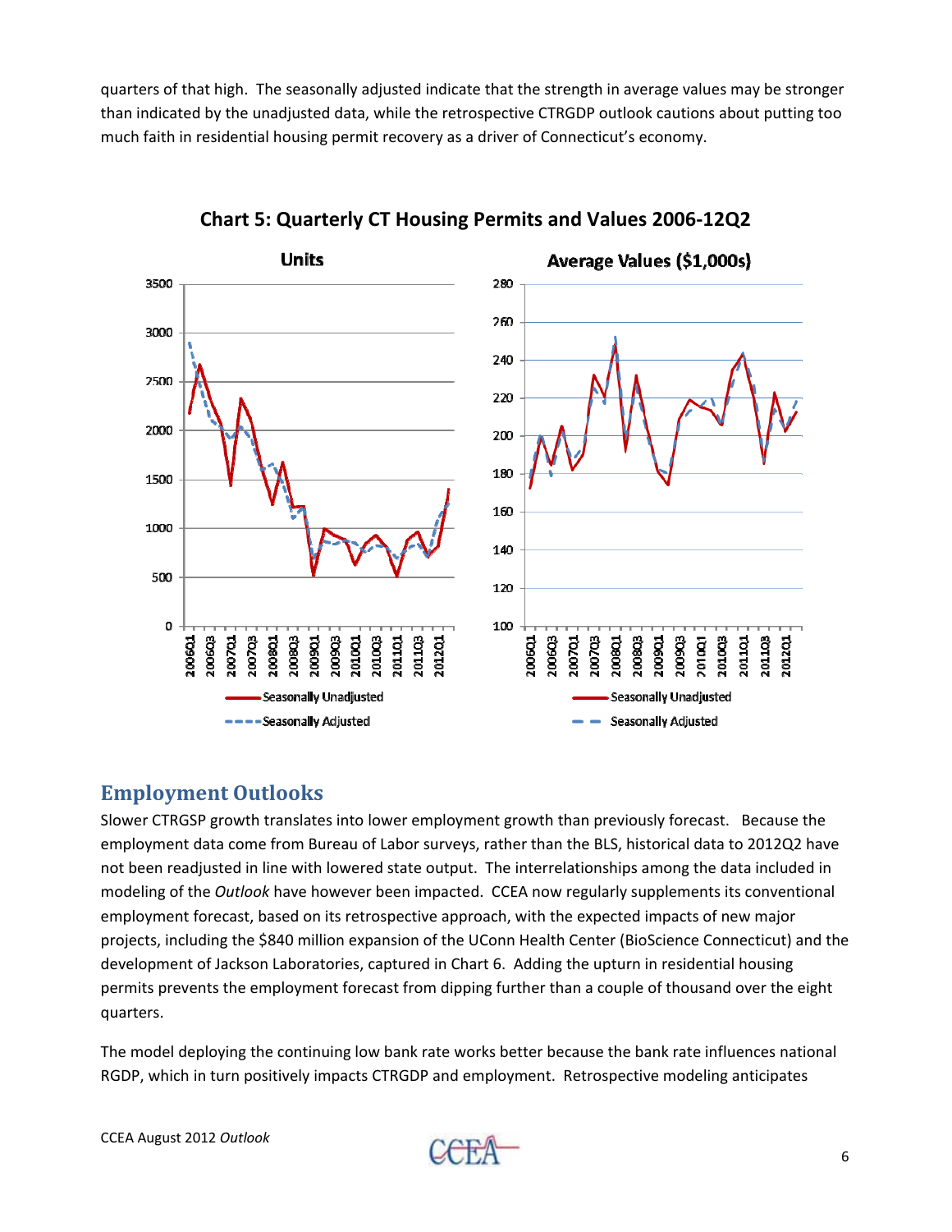quarters of that high. The seasonally adjusted indicate that the strength in average values may be stronger than indicated by the unadjusted data, while the retrospective CTRGDP outlook cautions about putting too much faith in residential housing permit recovery as a driver of Connecticut's economy.

**Chart 5: Quarterly CT Housing Permits and Values 2006-12Q2**

## Employment Outlooks

Slower CTRGSP growth translates into lower employment growth than previously forecast. Because the employment data come from Bureau of Labor surveys, rather than the BLS, historical data to 2012Q2 have not been readjusted in line with lowered state output. The interrelationships among the data included in modeling of the *Outlook* have however been impacted. CCEA now regularly supplements its conventional employment forecast, based on its retrospective approach, with the expected impacts of new major projects, including the $840 million expansion of the UConn Health Center (BioScience Connecticut) and the development of Jackson Laboratories, captured in Chart 6. Adding the upturn in residential housing permits prevents the employment forecast from dipping further than a couple of thousand over the eight quarters.

The model deploying the continuing low bank rate works better because the bank rate influences national RGDP, which in turn positively impacts CTRGDP and employment. Retrospective modeling anticipates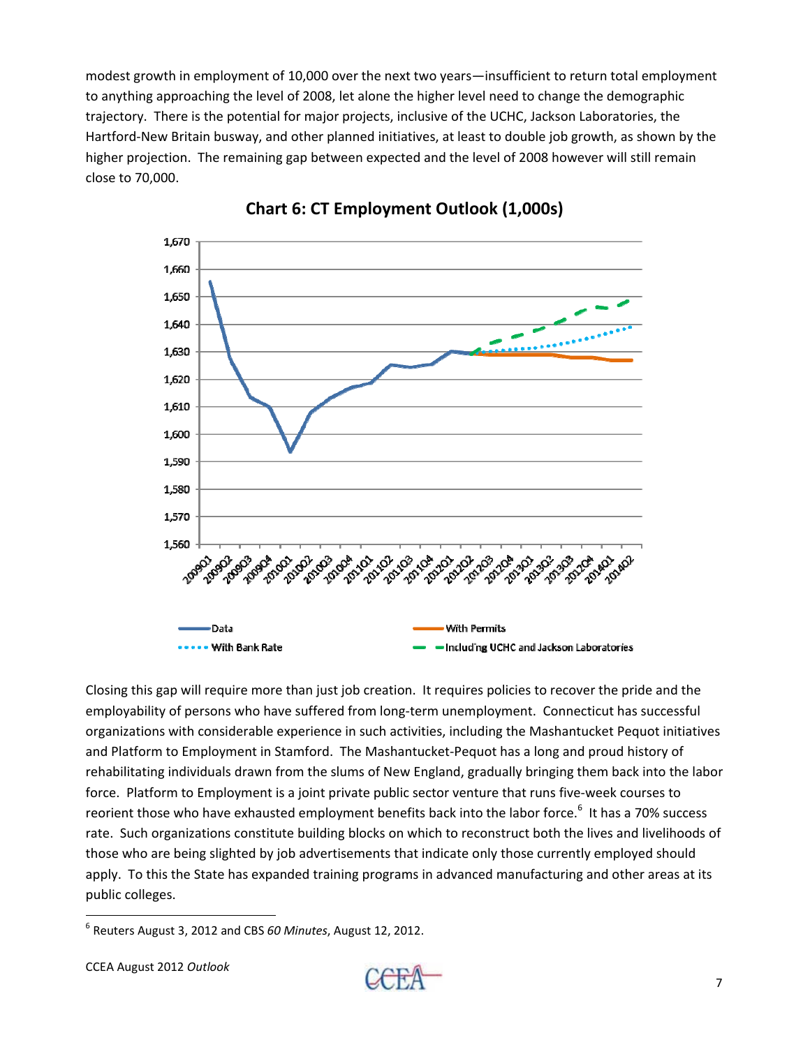modest growth in employment of 10,000 over the next two years—insufficient to return total employment to anything approaching the level of 2008, let alone the higher level need to change the demographic trajectory. There is the potential for major projects, inclusive of the UCHC, Jackson Laboratories, the Hartford-New Britain busway, and other planned initiatives, at least to double job growth, as shown by the higher projection. The remaining gap between expected and the level of 2008 however will still remain close to 70,000.

**Chart 6: CT Employment Outlook (1,000s)**

Closing this gap will require more than just job creation. It requires policies to recover the pride and the employability of persons who have suffered from long-term unemployment. Connecticut has successful organizations with considerable experience in such activities, including the Mashantucket Pequot initiatives and Platform to Employment in Stamford. The Mashantucket-Pequot has a long and proud history of rehabilitating individuals drawn from the slums of New England, gradually bringing them back into the labor force. Platform to Employment is a joint private public sector venture that runs five-week courses to reorient those who have exhausted employment benefits back into the labor force.[6] It has a 70% success rate. Such organizations constitute building blocks on which to reconstruct both the lives and livelihoods of those who are being slighted by job advertisements that indicate only those currently employed should apply. To this the State has expanded training programs in advanced manufacturing and other areas at its public colleges.

---

[6] Reuters August 3, 2012 and CBS *60 Minutes*, August 12, 2012.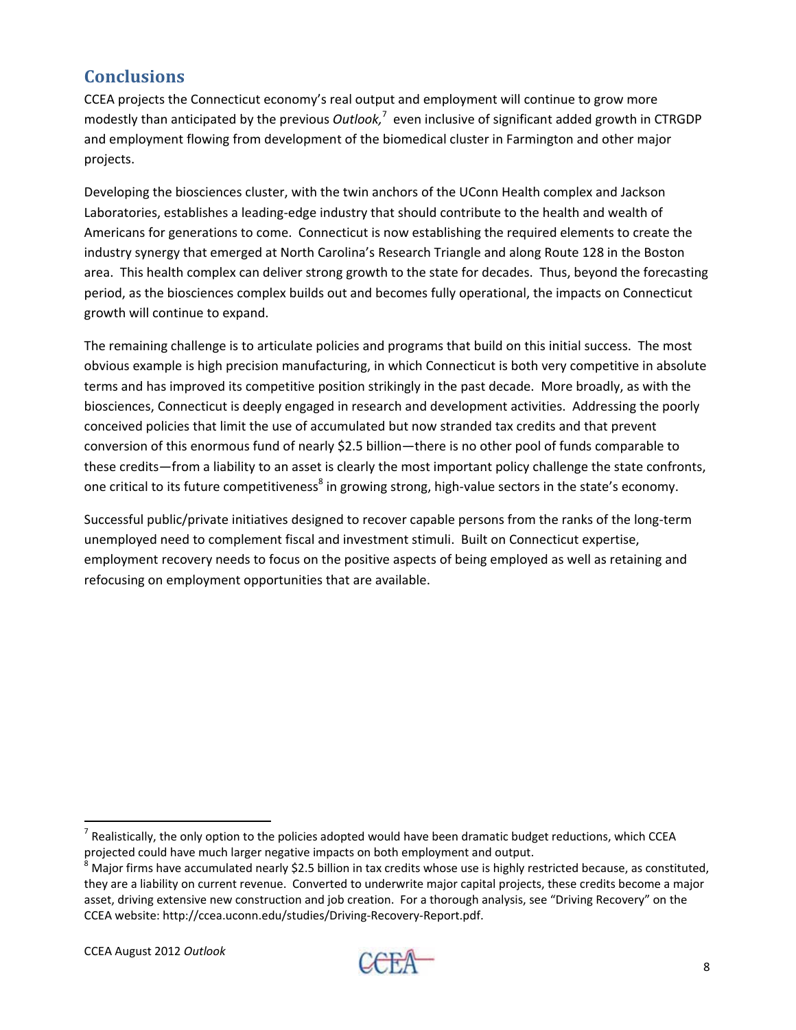## Conclusions

CCEA projects the Connecticut economy's real output and employment will continue to grow more modestly than anticipated by the previous *Outlook,*[7] even inclusive of significant added growth in CTRGDP and employment flowing from development of the biomedical cluster in Farmington and other major projects.

Developing the biosciences cluster, with the twin anchors of the UConn Health complex and Jackson Laboratories, establishes a leading-edge industry that should contribute to the health and wealth of Americans for generations to come. Connecticut is now establishing the required elements to create the industry synergy that emerged at North Carolina's Research Triangle and along Route 128 in the Boston area. This health complex can deliver strong growth to the state for decades. Thus, beyond the forecasting period, as the biosciences complex builds out and becomes fully operational, the impacts on Connecticut growth will continue to expand.

The remaining challenge is to articulate policies and programs that build on this initial success. The most obvious example is high precision manufacturing, in which Connecticut is both very competitive in absolute terms and has improved its competitive position strikingly in the past decade. More broadly, as with the biosciences, Connecticut is deeply engaged in research and development activities. Addressing the poorly conceived policies that limit the use of accumulated but now stranded tax credits and that prevent conversion of this enormous fund of nearly $2.5 billion—there is no other pool of funds comparable to these credits—from a liability to an asset is clearly the most important policy challenge the state confronts, one critical to its future competitiveness[8] in growing strong, high-value sectors in the state's economy.

Successful public/private initiatives designed to recover capable persons from the ranks of the long-term unemployed need to complement fiscal and investment stimuli. Built on Connecticut expertise, employment recovery needs to focus on the positive aspects of being employed as well as retaining and refocusing on employment opportunities that are available.

---

[7] Realistically, the only option to the policies adopted would have been dramatic budget reductions, which CCEA projected could have much larger negative impacts on both employment and output.

[8] Major firms have accumulated nearly $2.5 billion in tax credits whose use is highly restricted because, as constituted, they are a liability on current revenue. Converted to underwrite major capital projects, these credits become a major asset, driving extensive new construction and job creation. For a thorough analysis, see "Driving Recovery" on the CCEA website: http://ccea.uconn.edu/studies/Driving-Recovery-Report.pdf.